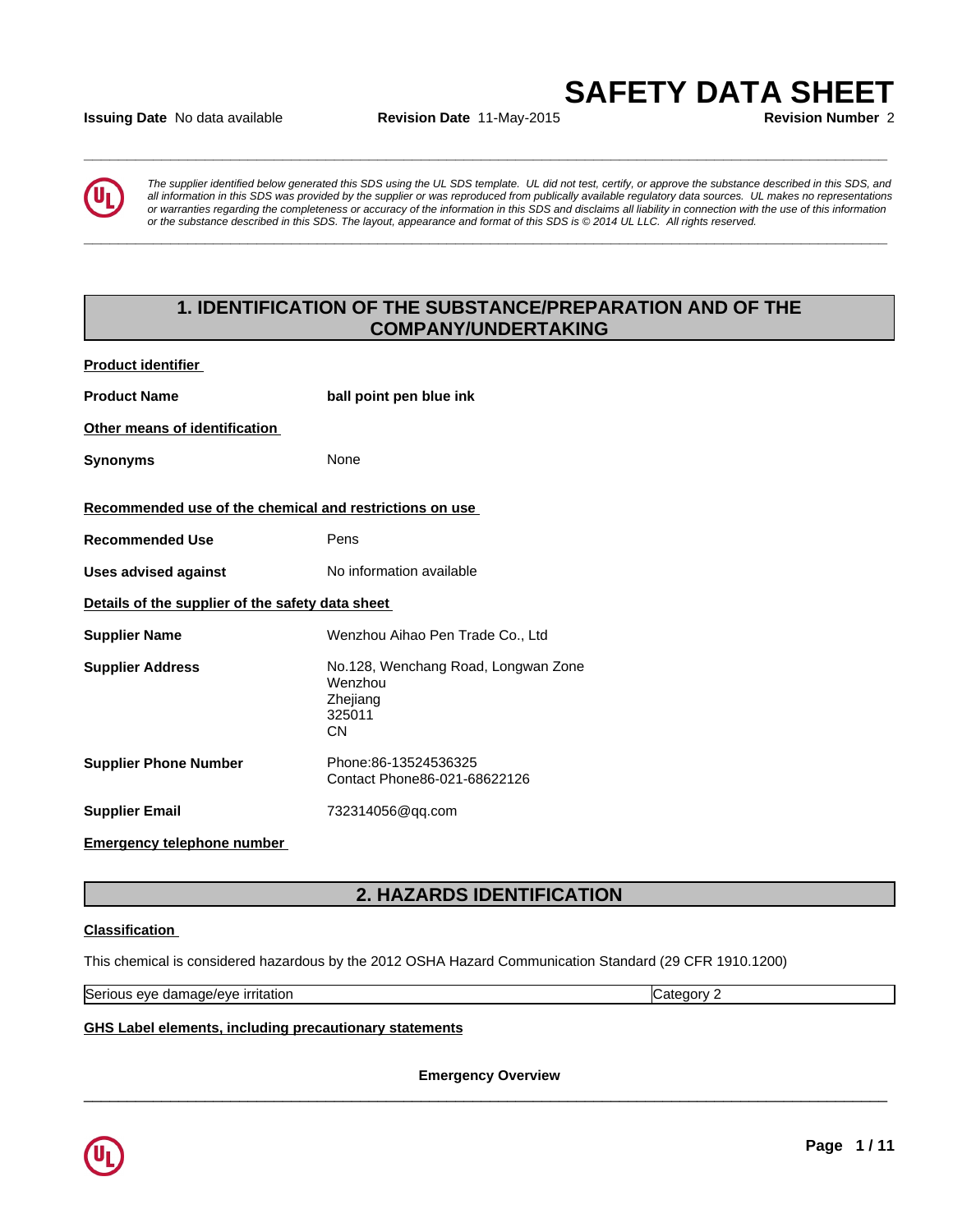# SAFETY DATA SHEET

**Issuing Date** No data available **Revision Date** 11-May-2015 **Revision Number** 2

*The supplier identified below generated this SDS using the UL SDS template. UL did not test, certify, or approve the substance described in this SDS, and all information in this SDS was provided by the supplier or was reproduced from publically available regulatory data sources. UL makes no representations or warranties regarding the completeness or accuracy of the information in this SDS and disclaims all liability in connection with the use of this information or the substance described in this SDS. The layout, appearance and format of this SDS is © 2014 UL LLC. All rights reserved.*

## 1. IDENTIFICATION OF THE SUBSTANCE/PREPARATION AND OF THE COMPANY/UNDERTAKING

**Product identifier**

**Product Name** **ball point pen blue ink**

**Other means of identification**

**Synonyms** None

**Recommended use of the chemical and restrictions on use**

**Recommended Use** Pens

**Uses advised against** No information available

**Details of the supplier of the safety data sheet**

**Supplier Name** Wenzhou Aihao Pen Trade Co., Ltd

**Supplier Address** No.128, Wenchang Road, Longwan Zone
Wenzhou
Zhejiang
325011
CN

**Supplier Phone Number** Phone:86-13524536325
Contact Phone86-021-68622126

**Supplier Email** 732314056@qq.com

**Emergency telephone number**

## 2. HAZARDS IDENTIFICATION

**Classification**

This chemical is considered hazardous by the 2012 OSHA Hazard Communication Standard (29 CFR 1910.1200)

| Serious eye damage/eye irritation | Category 2 |
|---|---|

**GHS Label elements, including precautionary statements**

**Emergency Overview**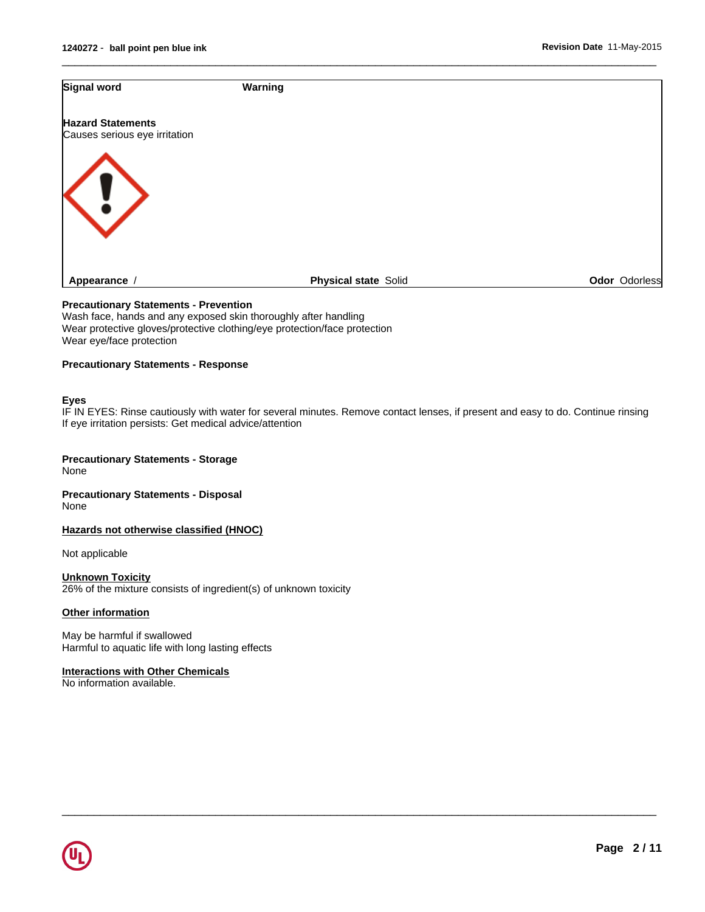| **Signal word** | **Warning** | |
|---|---|---|
| **Hazard Statements**<br>Causes serious eye irritation | | |
| **Appearance** / | **Physical state** Solid | **Odor** Odorless |

**Precautionary Statements - Prevention**
Wash face, hands and any exposed skin thoroughly after handling
Wear protective gloves/protective clothing/eye protection/face protection
Wear eye/face protection

**Precautionary Statements - Response**

**Eyes**
IF IN EYES: Rinse cautiously with water for several minutes. Remove contact lenses, if present and easy to do. Continue rinsing
If eye irritation persists: Get medical advice/attention

**Precautionary Statements - Storage**
None

**Precautionary Statements - Disposal**
None

**Hazards not otherwise classified (HNOC)**

Not applicable

**Unknown Toxicity**
26% of the mixture consists of ingredient(s) of unknown toxicity

**Other information**

May be harmful if swallowed
Harmful to aquatic life with long lasting effects

**Interactions with Other Chemicals**
No information available.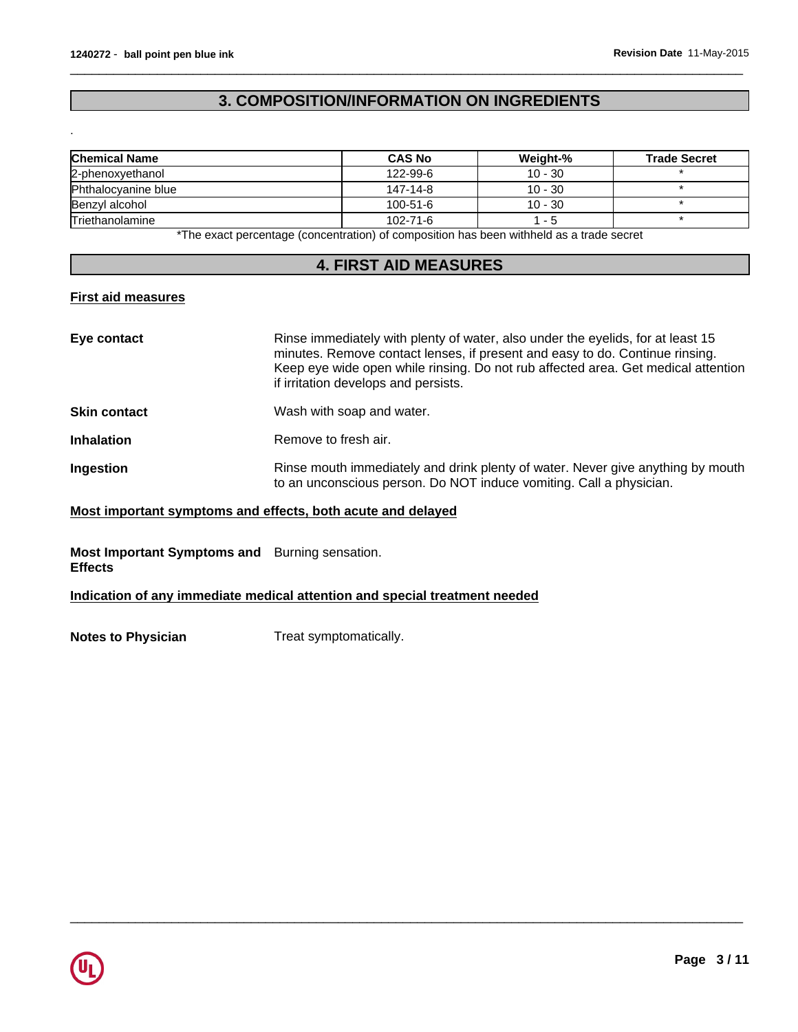## 3. COMPOSITION/INFORMATION ON INGREDIENTS

.

| Chemical Name | CAS No | Weight-% | Trade Secret |
|---|---|---|---|
| 2-phenoxyethanol | 122-99-6 | 10 - 30 | * |
| Phthalocyanine blue | 147-14-8 | 10 - 30 | * |
| Benzyl alcohol | 100-51-6 | 10 - 30 | * |
| Triethanolamine | 102-71-6 | 1 - 5 | * |

*The exact percentage (concentration) of composition has been withheld as a trade secret

## 4. FIRST AID MEASURES

**First aid measures**

**Eye contact** Rinse immediately with plenty of water, also under the eyelids, for at least 15 minutes. Remove contact lenses, if present and easy to do. Continue rinsing. Keep eye wide open while rinsing. Do not rub affected area. Get medical attention if irritation develops and persists.

**Skin contact** Wash with soap and water.

**Inhalation** Remove to fresh air.

**Ingestion** Rinse mouth immediately and drink plenty of water. Never give anything by mouth to an unconscious person. Do NOT induce vomiting. Call a physician.

**Most important symptoms and effects, both acute and delayed**

**Most Important Symptoms and Effects** Burning sensation.

**Indication of any immediate medical attention and special treatment needed**

**Notes to Physician** Treat symptomatically.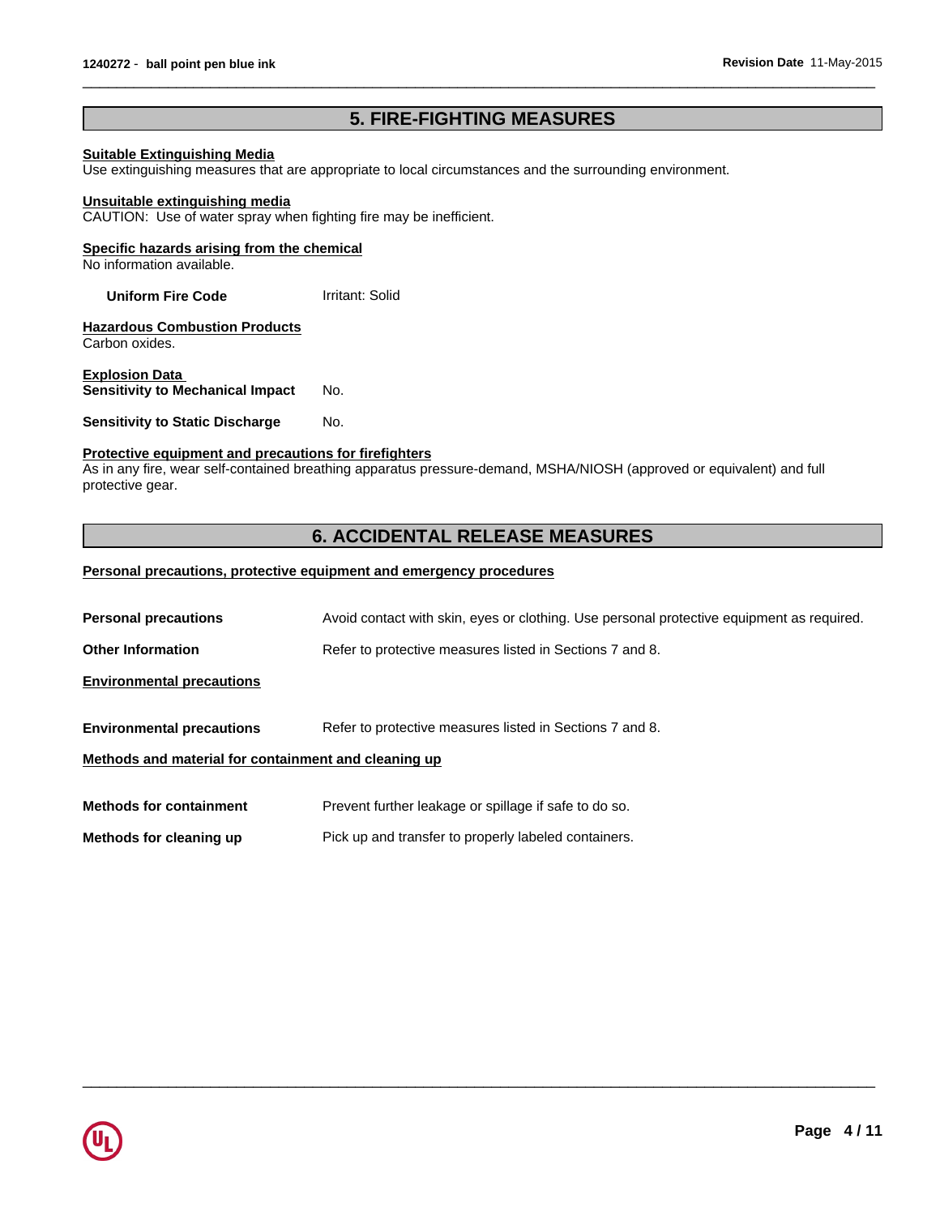## 5. FIRE-FIGHTING MEASURES

**Suitable Extinguishing Media**
Use extinguishing measures that are appropriate to local circumstances and the surrounding environment.

**Unsuitable extinguishing media**
CAUTION: Use of water spray when fighting fire may be inefficient.

**Specific hazards arising from the chemical**
No information available.

**Uniform Fire Code** Irritant: Solid

**Hazardous Combustion Products**
Carbon oxides.

**Explosion Data**

**Sensitivity to Mechanical Impact** No.

**Sensitivity to Static Discharge** No.

**Protective equipment and precautions for firefighters**
As in any fire, wear self-contained breathing apparatus pressure-demand, MSHA/NIOSH (approved or equivalent) and full protective gear.

## 6. ACCIDENTAL RELEASE MEASURES

**Personal precautions, protective equipment and emergency procedures**

**Personal precautions** Avoid contact with skin, eyes or clothing. Use personal protective equipment as required.

**Other Information** Refer to protective measures listed in Sections 7 and 8.

**Environmental precautions**

**Environmental precautions** Refer to protective measures listed in Sections 7 and 8.

**Methods and material for containment and cleaning up**

**Methods for containment** Prevent further leakage or spillage if safe to do so.

**Methods for cleaning up** Pick up and transfer to properly labeled containers.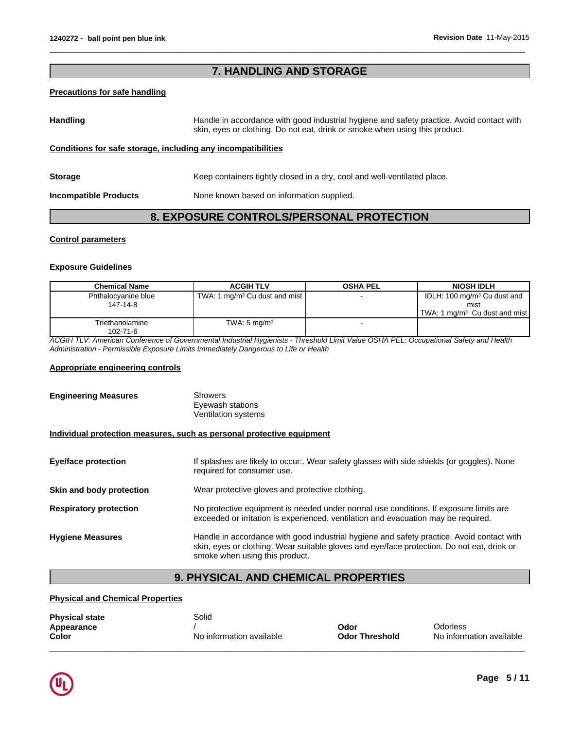## 7. HANDLING AND STORAGE

**Precautions for safe handling**

**Handling** Handle in accordance with good industrial hygiene and safety practice. Avoid contact with skin, eyes or clothing. Do not eat, drink or smoke when using this product.

**Conditions for safe storage, including any incompatibilities**

**Storage** Keep containers tightly closed in a dry, cool and well-ventilated place.

**Incompatible Products** None known based on information supplied.

## 8. EXPOSURE CONTROLS/PERSONAL PROTECTION

**Control parameters**

**Exposure Guidelines**

| Chemical Name | ACGIH TLV | OSHA PEL | NIOSH IDLH |
|---|---|---|---|
| Phthalocyanine blue 147-14-8 | TWA: 1 mg/m³ Cu dust and mist | - | IDLH: 100 mg/m³ Cu dust and mist TWA: 1 mg/m³ Cu dust and mist |
| Triethanolamine 102-71-6 | TWA: 5 mg/m³ | - | |

*ACGIH TLV: American Conference of Governmental Industrial Hygienists - Threshold Limit Value OSHA PEL: Occupational Safety and Health Administration - Permissible Exposure Limits Immediately Dangerous to Life or Health*

**Appropriate engineering controls**

**Engineering Measures** Showers
Eyewash stations
Ventilation systems

**Individual protection measures, such as personal protective equipment**

**Eye/face protection** If splashes are likely to occur:. Wear safety glasses with side shields (or goggles). None required for consumer use.

**Skin and body protection** Wear protective gloves and protective clothing.

**Respiratory protection** No protective equipment is needed under normal use conditions. If exposure limits are exceeded or irritation is experienced, ventilation and evacuation may be required.

**Hygiene Measures** Handle in accordance with good industrial hygiene and safety practice. Avoid contact with skin, eyes or clothing. Wear suitable gloves and eye/face protection. Do not eat, drink or smoke when using this product.

## 9. PHYSICAL AND CHEMICAL PROPERTIES

**Physical and Chemical Properties**

**Physical state** Solid
**Appearance** / **Odor** Odorless
**Color** No information available **Odor Threshold** No information available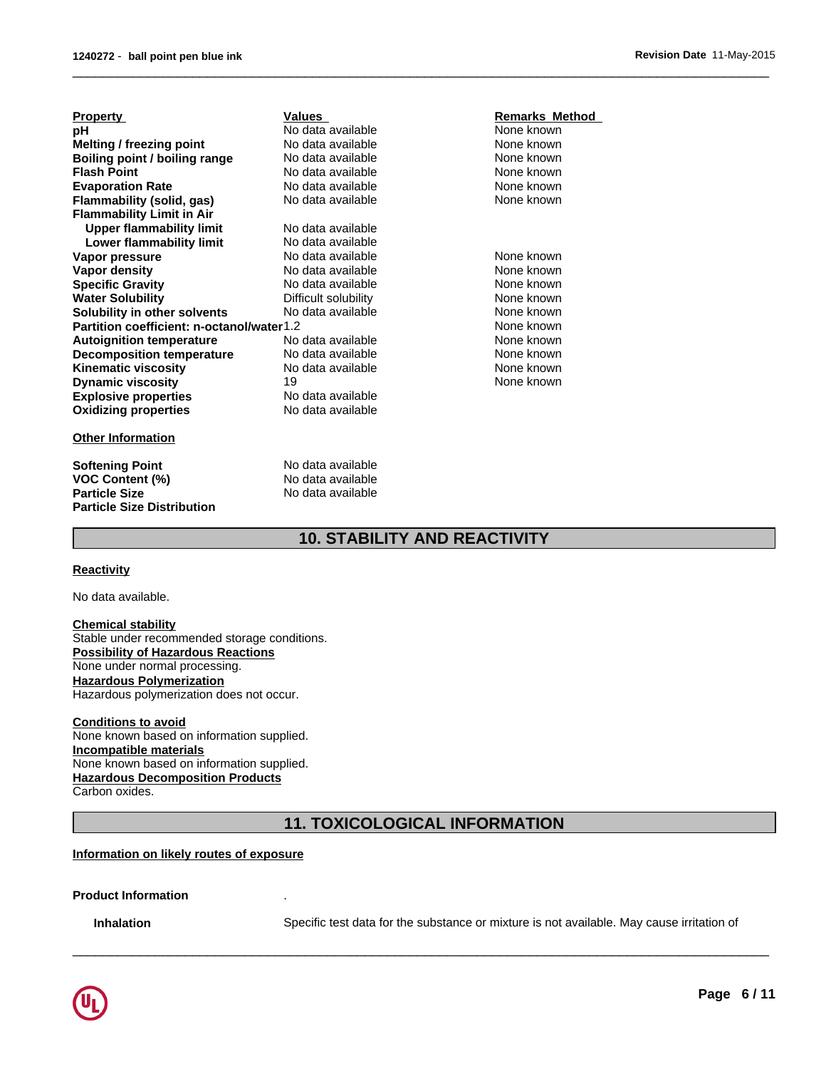| Property | Values | Remarks Method |
|---|---|---|
| **pH** | No data available | None known |
| **Melting / freezing point** | No data available | None known |
| **Boiling point / boiling range** | No data available | None known |
| **Flash Point** | No data available | None known |
| **Evaporation Rate** | No data available | None known |
| **Flammability (solid, gas)** | No data available | None known |
| **Flammability Limit in Air** | | |
| **Upper flammability limit** | No data available | |
| **Lower flammability limit** | No data available | |
| **Vapor pressure** | No data available | None known |
| **Vapor density** | No data available | None known |
| **Specific Gravity** | No data available | None known |
| **Water Solubility** | Difficult solubility | None known |
| **Solubility in other solvents** | No data available | None known |
| **Partition coefficient: n-octanol/water** | 1.2 | None known |
| **Autoignition temperature** | No data available | None known |
| **Decomposition temperature** | No data available | None known |
| **Kinematic viscosity** | No data available | None known |
| **Dynamic viscosity** | 19 | None known |
| **Explosive properties** | No data available | |
| **Oxidizing properties** | No data available | |

**Other Information**

| | |
|---|---|
| **Softening Point** | No data available |
| **VOC Content (%)** | No data available |
| **Particle Size** | No data available |
| **Particle Size Distribution** | |

## 10. STABILITY AND REACTIVITY

**Reactivity**

No data available.

**Chemical stability**
Stable under recommended storage conditions.

**Possibility of Hazardous Reactions**
None under normal processing.

**Hazardous Polymerization**
Hazardous polymerization does not occur.

**Conditions to avoid**
None known based on information supplied.

**Incompatible materials**
None known based on information supplied.

**Hazardous Decomposition Products**
Carbon oxides.

## 11. TOXICOLOGICAL INFORMATION

**Information on likely routes of exposure**

**Product Information** .

**Inhalation** Specific test data for the substance or mixture is not available. May cause irritation of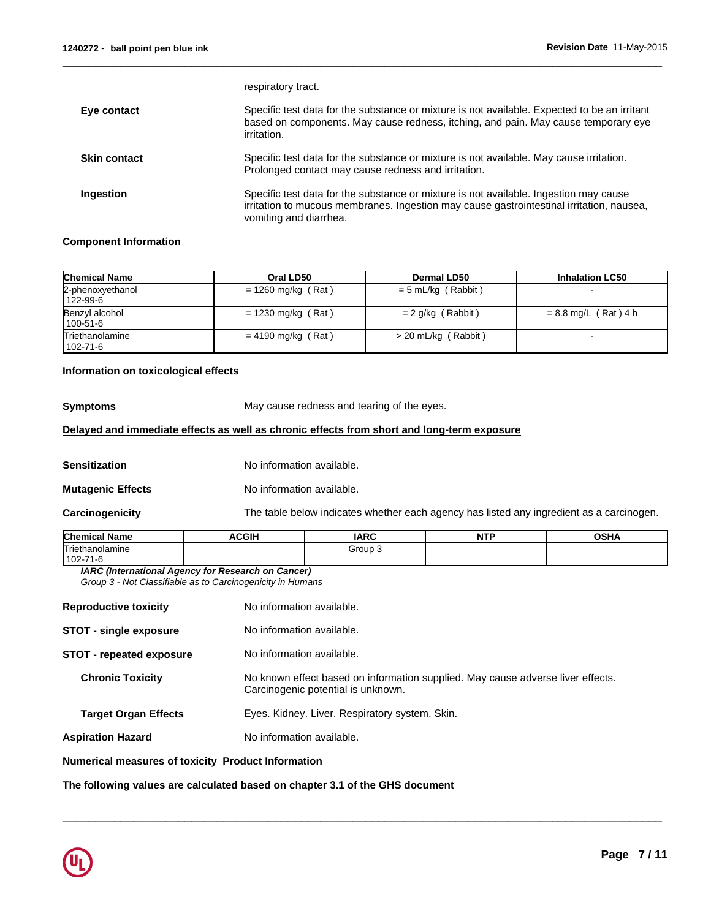respiratory tract.

**Eye contact** Specific test data for the substance or mixture is not available. Expected to be an irritant based on components. May cause redness, itching, and pain. May cause temporary eye irritation.

**Skin contact** Specific test data for the substance or mixture is not available. May cause irritation. Prolonged contact may cause redness and irritation.

**Ingestion** Specific test data for the substance or mixture is not available. Ingestion may cause irritation to mucous membranes. Ingestion may cause gastrointestinal irritation, nausea, vomiting and diarrhea.

**Component Information**

| Chemical Name | Oral LD50 | Dermal LD50 | Inhalation LC50 |
|---|---|---|---|
| 2-phenoxyethanol 122-99-6 | = 1260 mg/kg ( Rat ) | = 5 mL/kg ( Rabbit ) | - |
| Benzyl alcohol 100-51-6 | = 1230 mg/kg ( Rat ) | = 2 g/kg ( Rabbit ) | = 8.8 mg/L ( Rat ) 4 h |
| Triethanolamine 102-71-6 | = 4190 mg/kg ( Rat ) | > 20 mL/kg ( Rabbit ) | - |

**Information on toxicological effects**

**Symptoms** May cause redness and tearing of the eyes.

**Delayed and immediate effects as well as chronic effects from short and long-term exposure**

**Sensitization** No information available.

**Mutagenic Effects** No information available.

**Carcinogenicity** The table below indicates whether each agency has listed any ingredient as a carcinogen.

| Chemical Name | ACGIH | IARC | NTP | OSHA |
|---|---|---|---|---|
| Triethanolamine 102-71-6 | | Group 3 | | |

***IARC (International Agency for Research on Cancer)***
*Group 3 - Not Classifiable as to Carcinogenicity in Humans*

**Reproductive toxicity** No information available.

**STOT - single exposure** No information available.

**STOT - repeated exposure** No information available.

**Chronic Toxicity** No known effect based on information supplied. May cause adverse liver effects. Carcinogenic potential is unknown.

**Target Organ Effects** Eyes. Kidney. Liver. Respiratory system. Skin.

**Aspiration Hazard** No information available.

**Numerical measures of toxicity Product Information**

**The following values are calculated based on chapter 3.1 of the GHS document**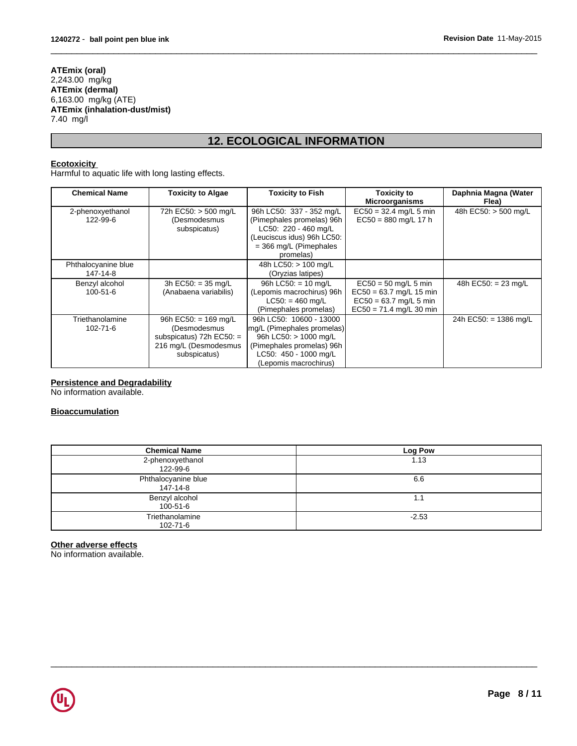**ATEmix (oral)**
2,243.00 mg/kg
**ATEmix (dermal)**
6,163.00 mg/kg (ATE)
**ATEmix (inhalation-dust/mist)**
7.40 mg/l

## 12. ECOLOGICAL INFORMATION

### Ecotoxicity

Harmful to aquatic life with long lasting effects.

| Chemical Name | Toxicity to Algae | Toxicity to Fish | Toxicity to Microorganisms | Daphnia Magna (Water Flea) |
|---|---|---|---|---|
| 2-phenoxyethanol 122-99-6 | 72h EC50: > 500 mg/L (Desmodesmus subspicatus) | 96h LC50: 337 - 352 mg/L (Pimephales promelas) 96h LC50: 220 - 460 mg/L (Leuciscus idus) 96h LC50: = 366 mg/L (Pimephales promelas) | EC50 = 32.4 mg/L 5 min EC50 = 880 mg/L 17 h | 48h EC50: > 500 mg/L |
| Phthalocyanine blue 147-14-8 | | 48h LC50: > 100 mg/L (Oryzias latipes) | | |
| Benzyl alcohol 100-51-6 | 3h EC50: = 35 mg/L (Anabaena variabilis) | 96h LC50: = 10 mg/L (Lepomis macrochirus) 96h LC50: = 460 mg/L (Pimephales promelas) | EC50 = 50 mg/L 5 min EC50 = 63.7 mg/L 15 min EC50 = 63.7 mg/L 5 min EC50 = 71.4 mg/L 30 min | 48h EC50: = 23 mg/L |
| Triethanolamine 102-71-6 | 96h EC50: = 169 mg/L (Desmodesmus subspicatus) 72h EC50: = 216 mg/L (Desmodesmus subspicatus) | 96h LC50: 10600 - 13000 mg/L (Pimephales promelas) 96h LC50: > 1000 mg/L (Pimephales promelas) 96h LC50: 450 - 1000 mg/L (Lepomis macrochirus) | | 24h EC50: = 1386 mg/L |

### Persistence and Degradability

No information available.

### Bioaccumulation

| Chemical Name | Log Pow |
|---|---|
| 2-phenoxyethanol 122-99-6 | 1.13 |
| Phthalocyanine blue 147-14-8 | 6.6 |
| Benzyl alcohol 100-51-6 | 1.1 |
| Triethanolamine 102-71-6 | -2.53 |

### Other adverse effects

No information available.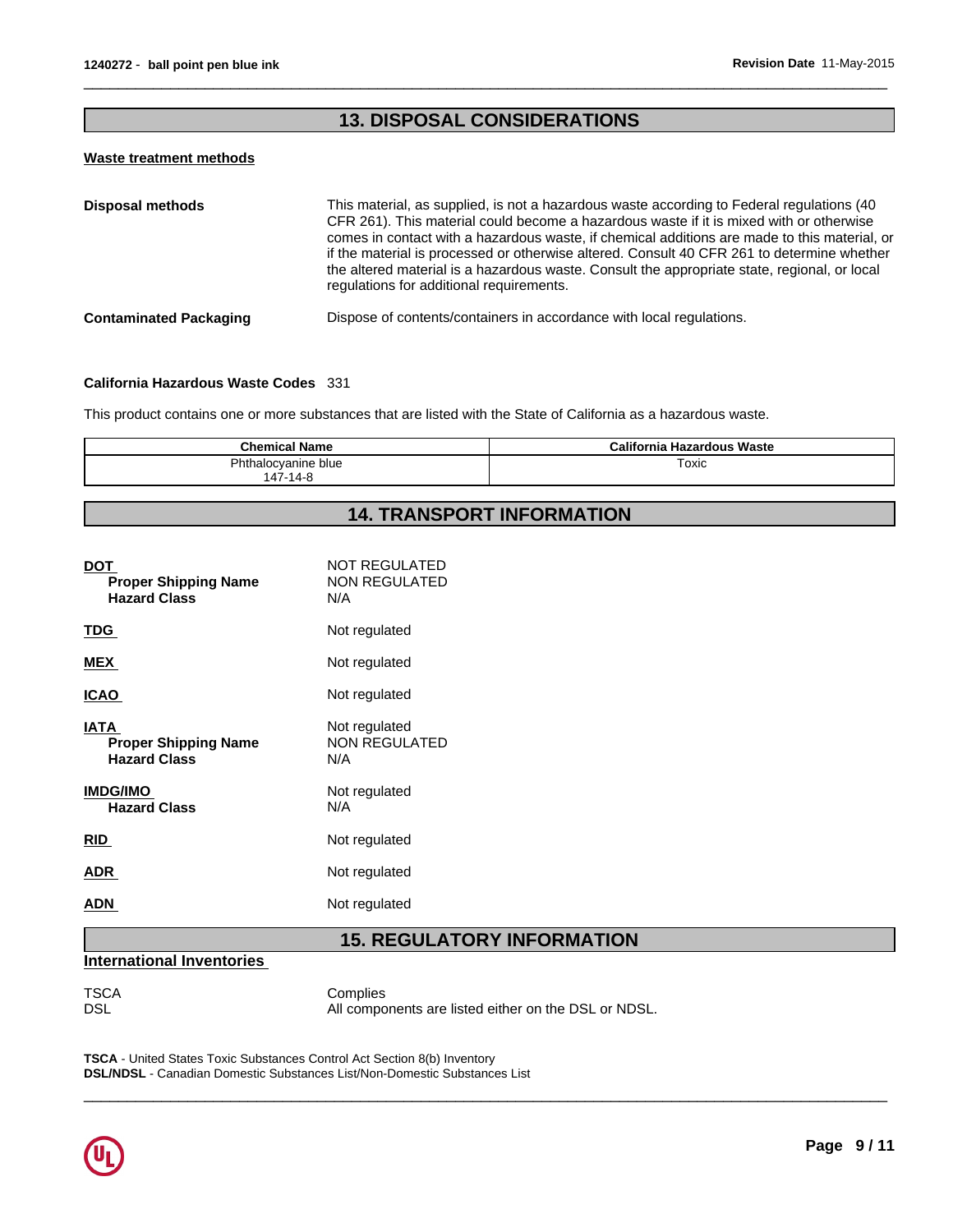## 13. DISPOSAL CONSIDERATIONS

### Waste treatment methods

**Disposal methods** This material, as supplied, is not a hazardous waste according to Federal regulations (40 CFR 261). This material could become a hazardous waste if it is mixed with or otherwise comes in contact with a hazardous waste, if chemical additions are made to this material, or if the material is processed or otherwise altered. Consult 40 CFR 261 to determine whether the altered material is a hazardous waste. Consult the appropriate state, regional, or local regulations for additional requirements.

**Contaminated Packaging** Dispose of contents/containers in accordance with local regulations.

**California Hazardous Waste Codes** 331

This product contains one or more substances that are listed with the State of California as a hazardous waste.

| Chemical Name | California Hazardous Waste |
|---|---|
| Phthalocyanine blue<br>147-14-8 | Toxic |

## 14. TRANSPORT INFORMATION

**DOT** NOT REGULATED
- **Proper Shipping Name** NON REGULATED
- **Hazard Class** N/A

**TDG** Not regulated

**MEX** Not regulated

**ICAO** Not regulated

**IATA** Not regulated
- **Proper Shipping Name** NON REGULATED
- **Hazard Class** N/A

**IMDG/IMO** Not regulated
- **Hazard Class** N/A

**RID** Not regulated

**ADR** Not regulated

**ADN** Not regulated

## 15. REGULATORY INFORMATION

### International Inventories

TSCA Complies
DSL All components are listed either on the DSL or NDSL.

**TSCA** - United States Toxic Substances Control Act Section 8(b) Inventory
**DSL/NDSL** - Canadian Domestic Substances List/Non-Domestic Substances List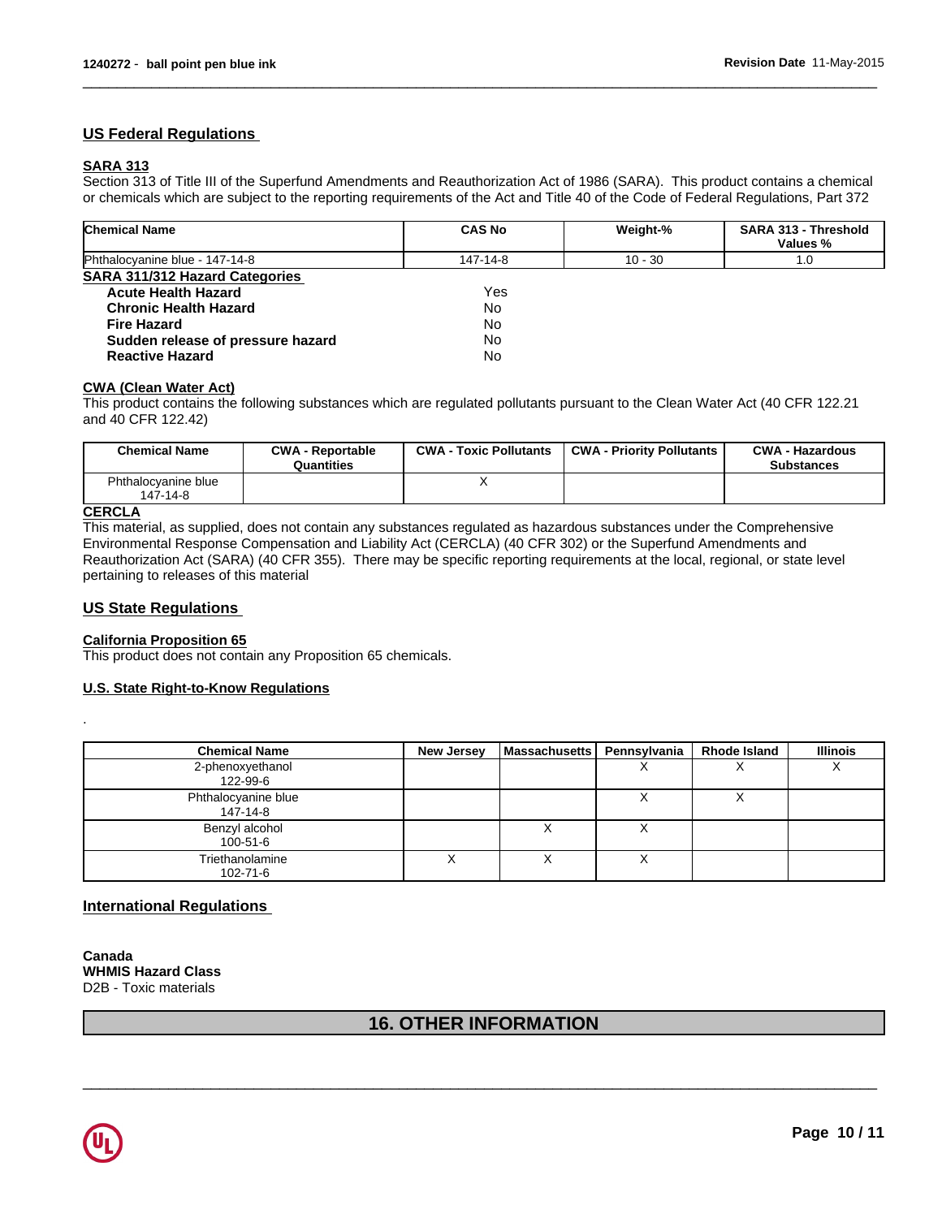## US Federal Regulations

### SARA 313

Section 313 of Title III of the Superfund Amendments and Reauthorization Act of 1986 (SARA). This product contains a chemical or chemicals which are subject to the reporting requirements of the Act and Title 40 of the Code of Federal Regulations, Part 372

| Chemical Name | CAS No | Weight-% | SARA 313 - Threshold Values % |
|---|---|---|---|
| Phthalocyanine blue - 147-14-8 | 147-14-8 | 10 - 30 | 1.0 |

### SARA 311/312 Hazard Categories

| | |
|---|---|
| **Acute Health Hazard** | Yes |
| **Chronic Health Hazard** | No |
| **Fire Hazard** | No |
| **Sudden release of pressure hazard** | No |
| **Reactive Hazard** | No |

### CWA (Clean Water Act)

This product contains the following substances which are regulated pollutants pursuant to the Clean Water Act (40 CFR 122.21 and 40 CFR 122.42)

| Chemical Name | CWA - Reportable Quantities | CWA - Toxic Pollutants | CWA - Priority Pollutants | CWA - Hazardous Substances |
|---|---|---|---|---|
| Phthalocyanine blue 147-14-8 | | X | | |

### CERCLA

This material, as supplied, does not contain any substances regulated as hazardous substances under the Comprehensive Environmental Response Compensation and Liability Act (CERCLA) (40 CFR 302) or the Superfund Amendments and Reauthorization Act (SARA) (40 CFR 355). There may be specific reporting requirements at the local, regional, or state level pertaining to releases of this material

## US State Regulations

### California Proposition 65

This product does not contain any Proposition 65 chemicals.

### U.S. State Right-to-Know Regulations

.

| Chemical Name | New Jersey | Massachusetts | Pennsylvania | Rhode Island | Illinois |
|---|---|---|---|---|---|
| 2-phenoxyethanol 122-99-6 | | | X | X | X |
| Phthalocyanine blue 147-14-8 | | | X | X | |
| Benzyl alcohol 100-51-6 | | X | X | | |
| Triethanolamine 102-71-6 | X | X | X | | |

## International Regulations

**Canada**
**WHMIS Hazard Class**
D2B - Toxic materials

# 16. OTHER INFORMATION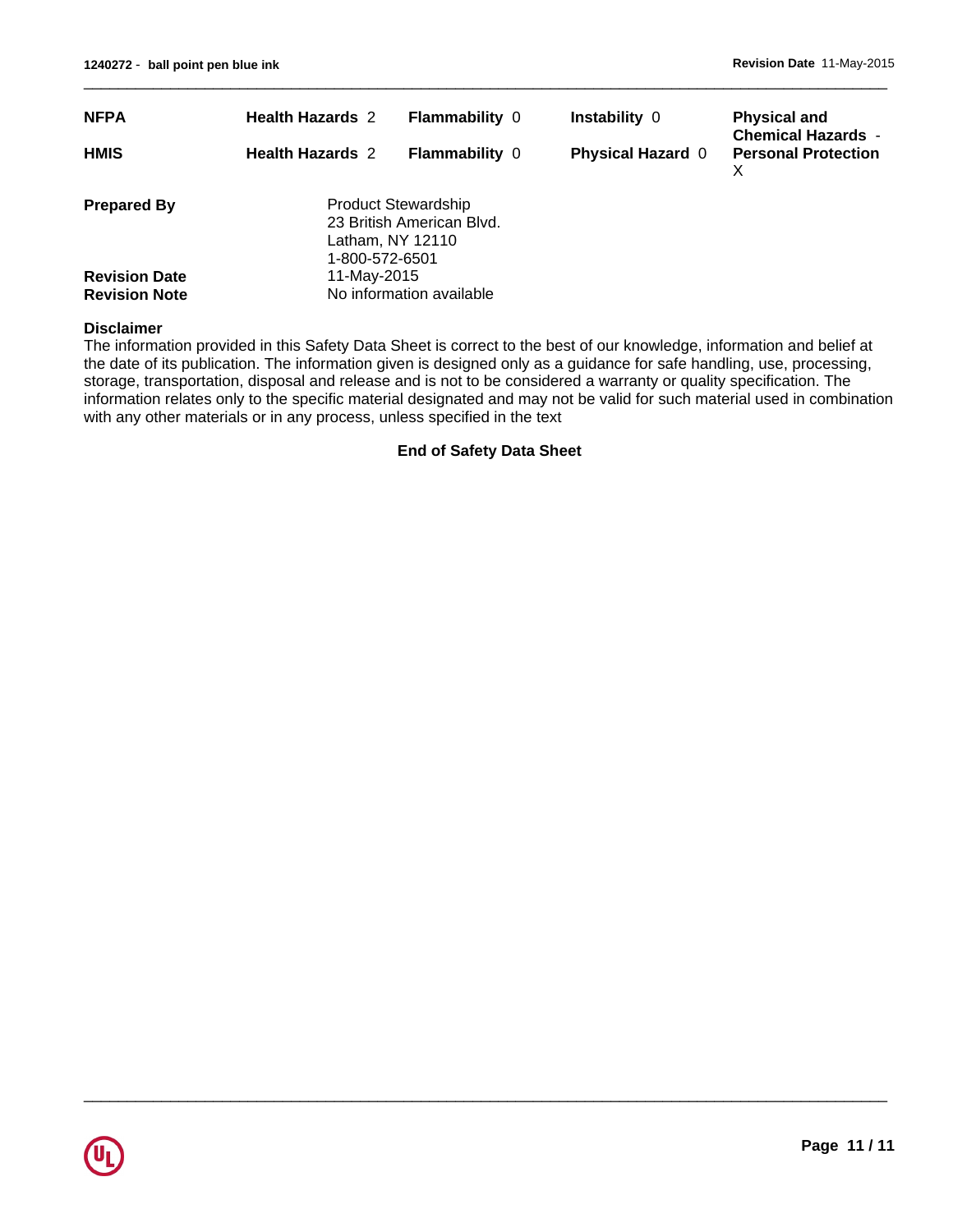| | | | | |
|---|---|---|---|---|
| **NFPA** | **Health Hazards** 2 | **Flammability** 0 | **Instability** 0 | **Physical and Chemical Hazards** - |
| **HMIS** | **Health Hazards** 2 | **Flammability** 0 | **Physical Hazard** 0 | **Personal Protection** X |

**Prepared By** Product Stewardship
23 British American Blvd.
Latham, NY 12110
1-800-572-6501

**Revision Date** 11-May-2015

**Revision Note** No information available

**Disclaimer**

The information provided in this Safety Data Sheet is correct to the best of our knowledge, information and belief at the date of its publication. The information given is designed only as a guidance for safe handling, use, processing, storage, transportation, disposal and release and is not to be considered a warranty or quality specification. The information relates only to the specific material designated and may not be valid for such material used in combination with any other materials or in any process, unless specified in the text

**End of Safety Data Sheet**